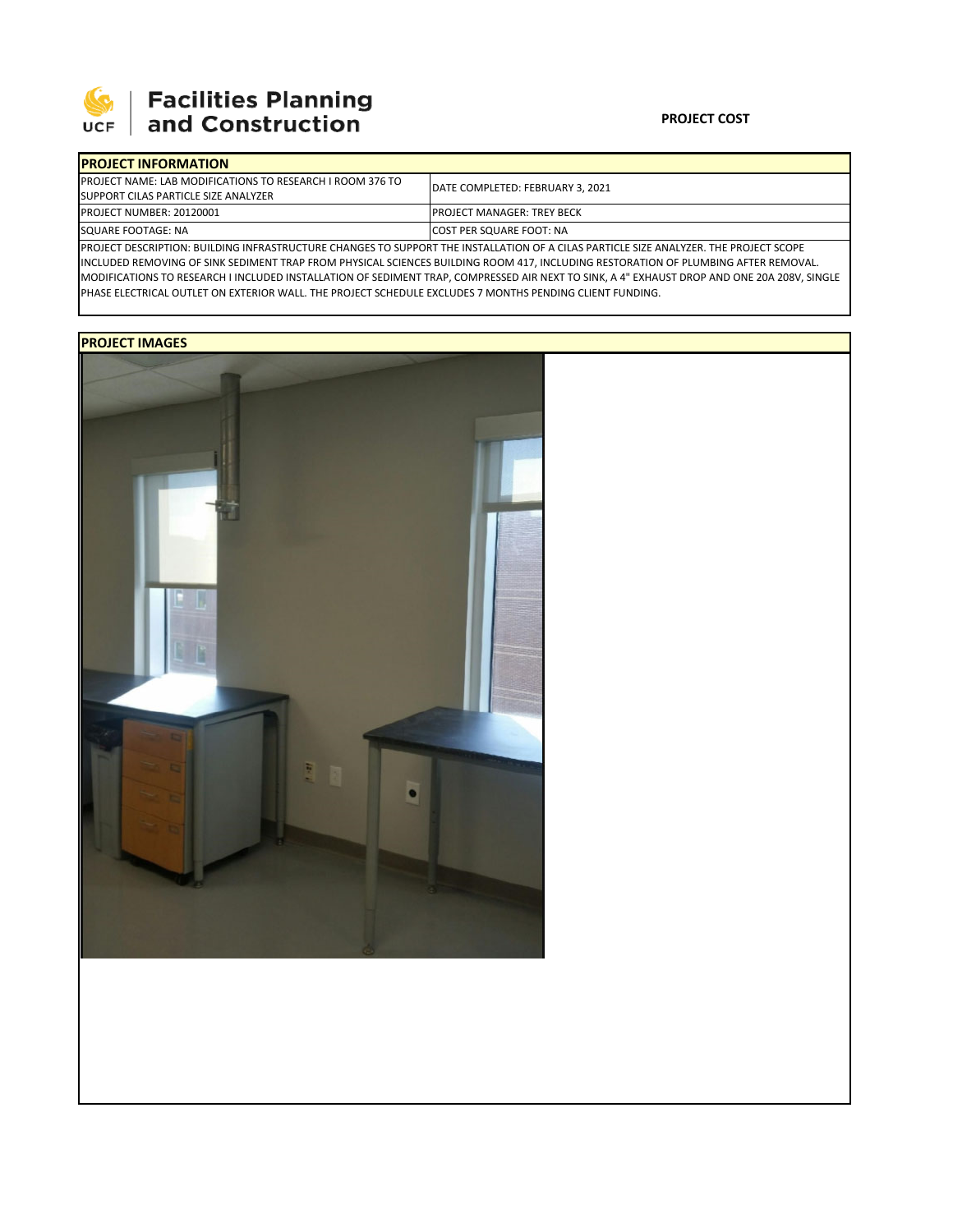# Facilities Planning and Construction

**PROJECT COST**

## PROJECT INFORMATION

| | |
|---|---|
| PROJECT NAME: LAB MODIFICATIONS TO RESEARCH I ROOM 376 TO SUPPORT CILAS PARTICLE SIZE ANALYZER | DATE COMPLETED: FEBRUARY 3, 2021 |
| PROJECT NUMBER: 20120001 | PROJECT MANAGER: TREY BECK |
| SQUARE FOOTAGE: NA | COST PER SQUARE FOOT: NA |

PROJECT DESCRIPTION: BUILDING INFRASTRUCTURE CHANGES TO SUPPORT THE INSTALLATION OF A CILAS PARTICLE SIZE ANALYZER. THE PROJECT SCOPE INCLUDED REMOVING OF SINK SEDIMENT TRAP FROM PHYSICAL SCIENCES BUILDING ROOM 417, INCLUDING RESTORATION OF PLUMBING AFTER REMOVAL. MODIFICATIONS TO RESEARCH I INCLUDED INSTALLATION OF SEDIMENT TRAP, COMPRESSED AIR NEXT TO SINK, A 4" EXHAUST DROP AND ONE 20A 208V, SINGLE PHASE ELECTRICAL OUTLET ON EXTERIOR WALL. THE PROJECT SCHEDULE EXCLUDES 7 MONTHS PENDING CLIENT FUNDING.

## PROJECT IMAGES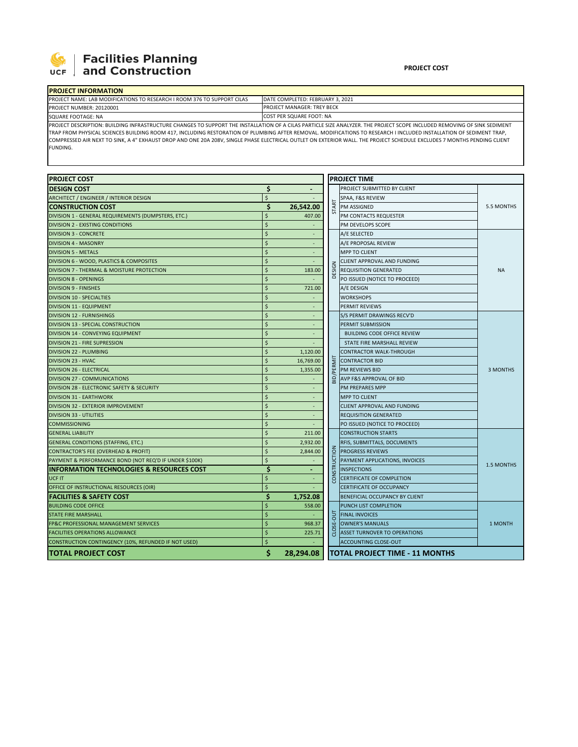**Facilities Planning and Construction**

**PROJECT COST**

| PROJECT INFORMATION | |
|---|---|
| PROJECT NAME: LAB MODIFICATIONS TO RESEARCH I ROOM 376 TO SUPPORT CILAS | DATE COMPLETED: FEBRUARY 3, 2021 |
| PROJECT NUMBER: 20120001 | PROJECT MANAGER: TREY BECK |
| SQUARE FOOTAGE: NA | COST PER SQUARE FOOT: NA |

PROJECT DESCRIPTION: BUILDING INFRASTRUCTURE CHANGES TO SUPPORT THE INSTALLATION OF A CILAS PARTICLE SIZE ANALYZER. THE PROJECT SCOPE INCLUDED REMOVING OF SINK SEDIMENT TRAP FROM PHYSICAL SCIENCES BUILDING ROOM 417, INCLUDING RESTORATION OF PLUMBING AFTER REMOVAL. MODIFICATIONS TO RESEARCH I INCLUDED INSTALLATION OF SEDIMENT TRAP, COMPRESSED AIR NEXT TO SINK, A 4" EXHAUST DROP AND ONE 20A 208V, SINGLE PHASE ELECTRICAL OUTLET ON EXTERIOR WALL. THE PROJECT SCHEDULE EXCLUDES 7 MONTHS PENDING CLIENT FUNDING.

| PROJECT COST | | |
|---|---|---|
| **DESIGN COST** | $ | - |
| ARCHITECT / ENGINEER / INTERIOR DESIGN | $ | - |
| **CONSTRUCTION COST** | $ | 26,542.00 |
| DIVISION 1 - GENERAL REQUIREMENTS (DUMPSTERS, ETC.) | $ | 407.00 |
| DIVISION 2 - EXISTING CONDITIONS | $ | - |
| DIVISION 3 - CONCRETE | $ | - |
| DIVISION 4 - MASONRY | $ | - |
| DIVISION 5 - METALS | $ | - |
| DIVISION 6 - WOOD, PLASTICS & COMPOSITES | $ | - |
| DIVISION 7 - THERMAL & MOISTURE PROTECTION | $ | 183.00 |
| DIVISION 8 - OPENINGS | $ | - |
| DIVISION 9 - FINISHES | $ | 721.00 |
| DIVISION 10 - SPECIALTIES | $ | - |
| DIVISION 11 - EQUIPMENT | $ | - |
| DIVISION 12 - FURNISHINGS | $ | - |
| DIVISION 13 - SPECIAL CONSTRUCTION | $ | - |
| DIVISION 14 - CONVEYING EQUIPMENT | $ | - |
| DIVISION 21 - FIRE SUPRESSION | $ | - |
| DIVISION 22 - PLUMBING | $ | 1,120.00 |
| DIVISION 23 - HVAC | $ | 16,769.00 |
| DIVISION 26 - ELECTRICAL | $ | 1,355.00 |
| DIVISION 27 - COMMUNICATIONS | $ | - |
| DIVISION 28 - ELECTRONIC SAFETY & SECURITY | $ | - |
| DIVISION 31 - EARTHWORK | $ | - |
| DIVISION 32 - EXTERIOR IMPROVEMENT | $ | - |
| DIVISION 33 - UTILITIES | $ | - |
| COMMISSIONING | $ | - |
| GENERAL LIABILITY | $ | 211.00 |
| GENERAL CONDITIONS (STAFFING, ETC.) | $ | 2,932.00 |
| CONTRACTOR'S FEE (OVERHEAD & PROFIT) | $ | 2,844.00 |
| PAYMENT & PERFORMANCE BOND (NOT REQ'D IF UNDER $100K) | $ | - |
| **INFORMATION TECHNOLOGIES & RESOURCES COST** | $ | - |
| UCF IT | $ | - |
| OFFICE OF INSTRUCTIONAL RESOURCES (OIR) | $ | - |
| **FACILITIES & SAFETY COST** | $ | 1,752.08 |
| BUILDING CODE OFFICE | $ | 558.00 |
| STATE FIRE MARSHALL | $ | - |
| FP&C PROFESSIONAL MANAGEMENT SERVICES | $ | 968.37 |
| FACILITIES OPERATIONS ALLOWANCE | $ | 225.71 |
| CONSTRUCTION CONTINGENCY (10%, REFUNDED IF NOT USED) | $ | - |
| **TOTAL PROJECT COST** | $ | 28,294.08 |

| PROJECT TIME | | |
|---|---|---|
| START | PROJECT SUBMITTED BY CLIENT | 5.5 MONTHS |
| | SPAA, F&S REVIEW | |
| | PM ASSIGNED | |
| | PM CONTACTS REQUESTER | |
| | PM DEVELOPS SCOPE | |
| DESIGN | A/E SELECTED | NA |
| | A/E PROPOSAL REVIEW | |
| | MPP TO CLIENT | |
| | CLIENT APPROVAL AND FUNDING | |
| | REQUISITION GENERATED | |
| | PO ISSUED (NOTICE TO PROCEED) | |
| | A/E DESIGN | |
| | WORKSHOPS | |
| | PERMIT REVIEWS | |
| BID/PERMIT | S/S PERMIT DRAWINGS RECV'D | 3 MONTHS |
| | PERMIT SUBMISSION | |
| | BUILDING CODE OFFICE REVIEW | |
| | STATE FIRE MARSHALL REVIEW | |
| | CONTRACTOR WALK-THROUGH | |
| | CONTRACTOR BID | |
| | PM REVIEWS BID | |
| | AVP F&S APPROVAL OF BID | |
| | PM PREPARES MPP | |
| | MPP TO CLIENT | |
| | CLIENT APPROVAL AND FUNDING | |
| | REQUISITION GENERATED | |
| | PO ISSUED (NOTICE TO PROCEED) | |
| CONSTRUCTION | CONSTRUCTION STARTS | 1.5 MONTHS |
| | RFIS, SUBMITTALS, DOCUMENTS | |
| | PROGRESS REVIEWS | |
| | PAYMENT APPLICATIONS, INVOICES | |
| | INSPECTIONS | |
| | CERTIFICATE OF COMPLETION | |
| | CERTIFICATE OF OCCUPANCY | |
| | BENEFICIAL OCCUPANCY BY CLIENT | |
| CLOSE-OUT | PUNCH LIST COMPLETION | 1 MONTH |
| | FINAL INVOICES | |
| | OWNER'S MANUALS | |
| | ASSET TURNOVER TO OPERATIONS | |
| | ACCOUNTING CLOSE-OUT | |
| **TOTAL PROJECT TIME - 11 MONTHS** | | |